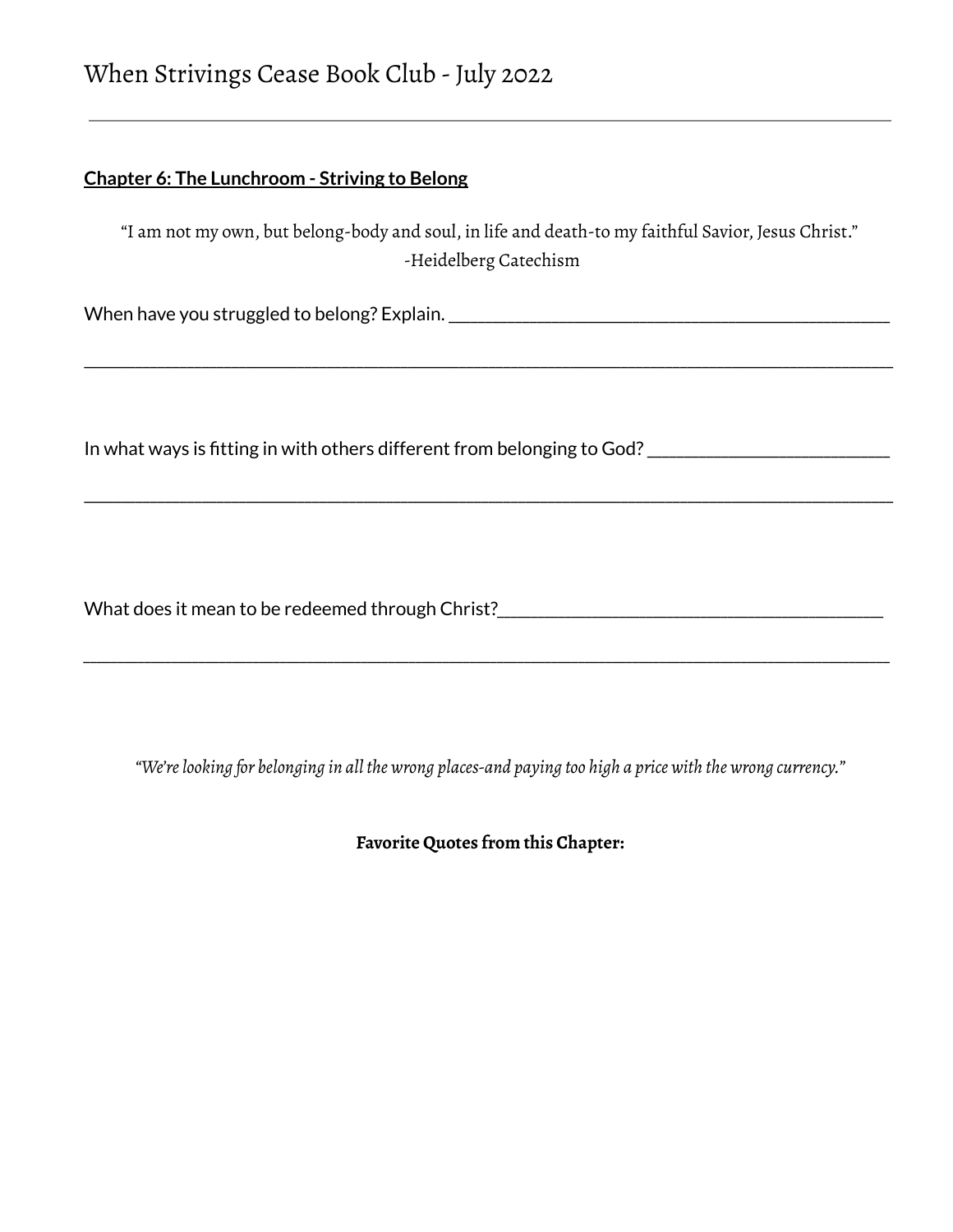# When Strivings Cease Book Club - July 2022

---

**Chapter 6: The Lunchroom - Striving to Belong**

"I am not my own, but belong-body and soul, in life and death-to my faithful Savior, Jesus Christ."
-Heidelberg Catechism

When have you struggled to belong? Explain. ________________________________________________

______________________________________________________________________________________

In what ways is fitting in with others different from belonging to God? __________________________

______________________________________________________________________________________

What does it mean to be redeemed through Christ?__________________________________________

______________________________________________________________________________________

*"We're looking for belonging in all the wrong places-and paying too high a price with the wrong currency."*

**Favorite Quotes from this Chapter:**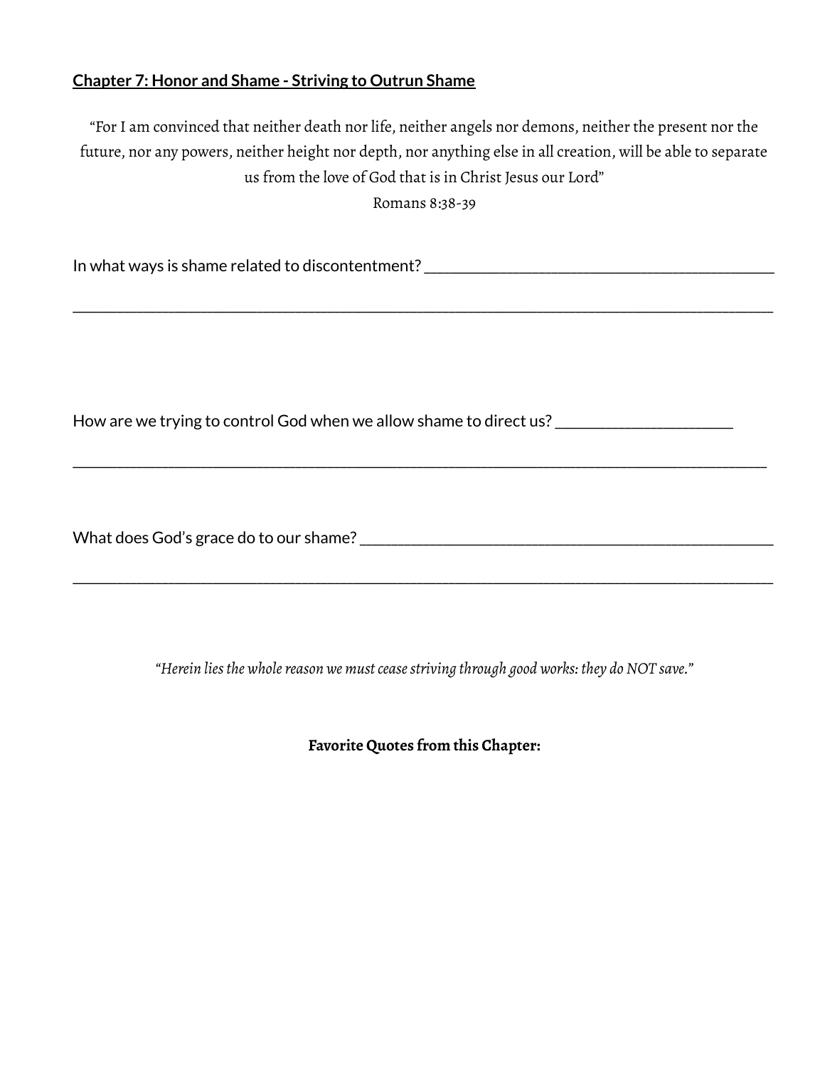**Chapter 7: Honor and Shame - Striving to Outrun Shame**

"For I am convinced that neither death nor life, neither angels nor demons, neither the present nor the future, nor any powers, neither height nor depth, nor anything else in all creation, will be able to separate us from the love of God that is in Christ Jesus our Lord"

Romans 8:38-39

In what ways is shame related to discontentment? ___________________________________________

_____________________________________________________________________________________

How are we trying to control God when we allow shame to direct us? ______________________

_____________________________________________________________________________________

What does God's grace do to our shame? ___________________________________________________

_____________________________________________________________________________________

*"Herein lies the whole reason we must cease striving through good works: they do NOT save."*

**Favorite Quotes from this Chapter:**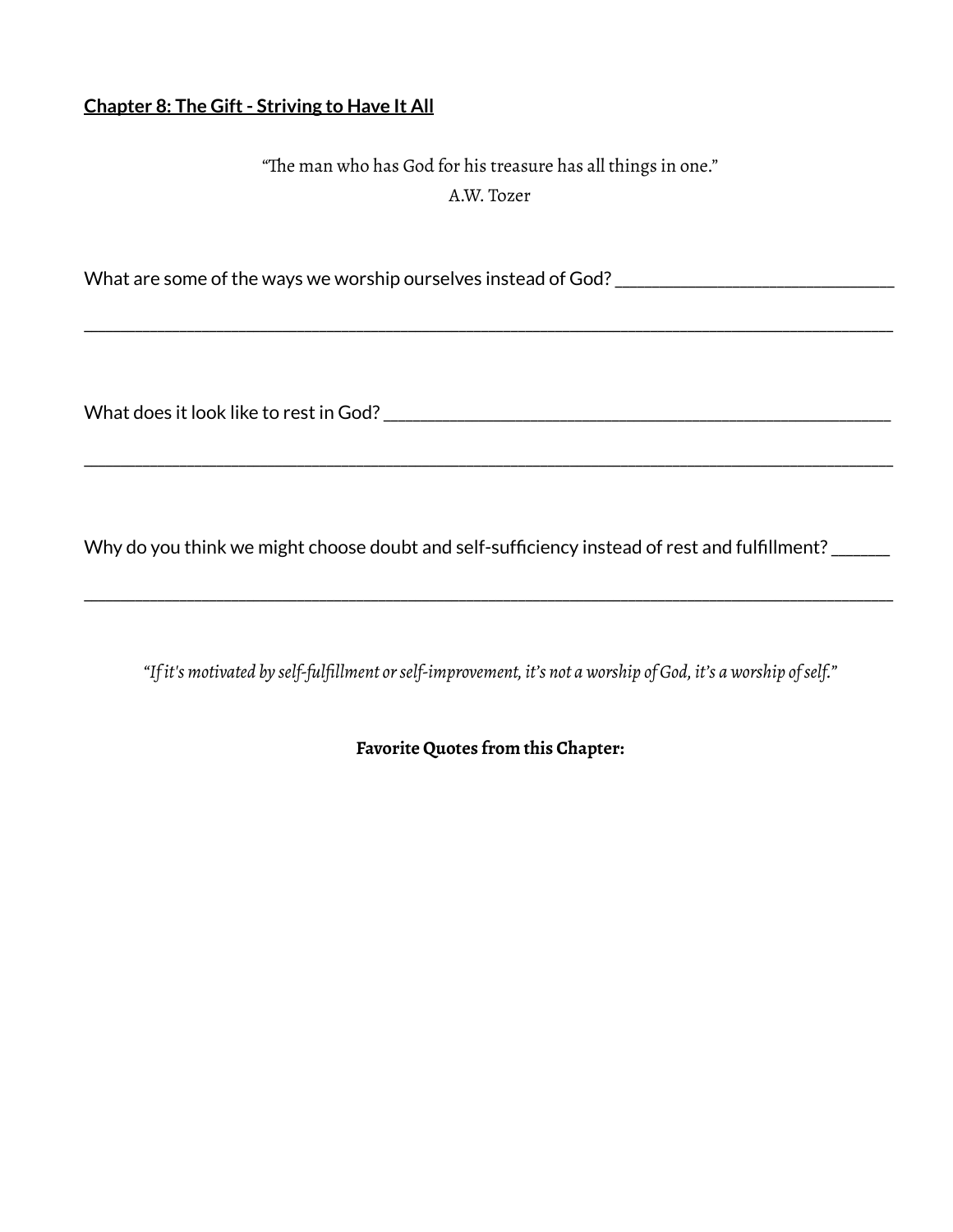**Chapter 8: The Gift - Striving to Have It All**

"The man who has God for his treasure has all things in one."
A.W. Tozer

What are some of the ways we worship ourselves instead of God? ______________________________

_____________________________________________________________________________________________

What does it look like to rest in God? ______________________________________________________

_____________________________________________________________________________________________

Why do you think we might choose doubt and self-sufficiency instead of rest and fulfillment? ______

_____________________________________________________________________________________________

*"If it's motivated by self-fulfillment or self-improvement, it's not a worship of God, it's a worship of self."*

**Favorite Quotes from this Chapter:**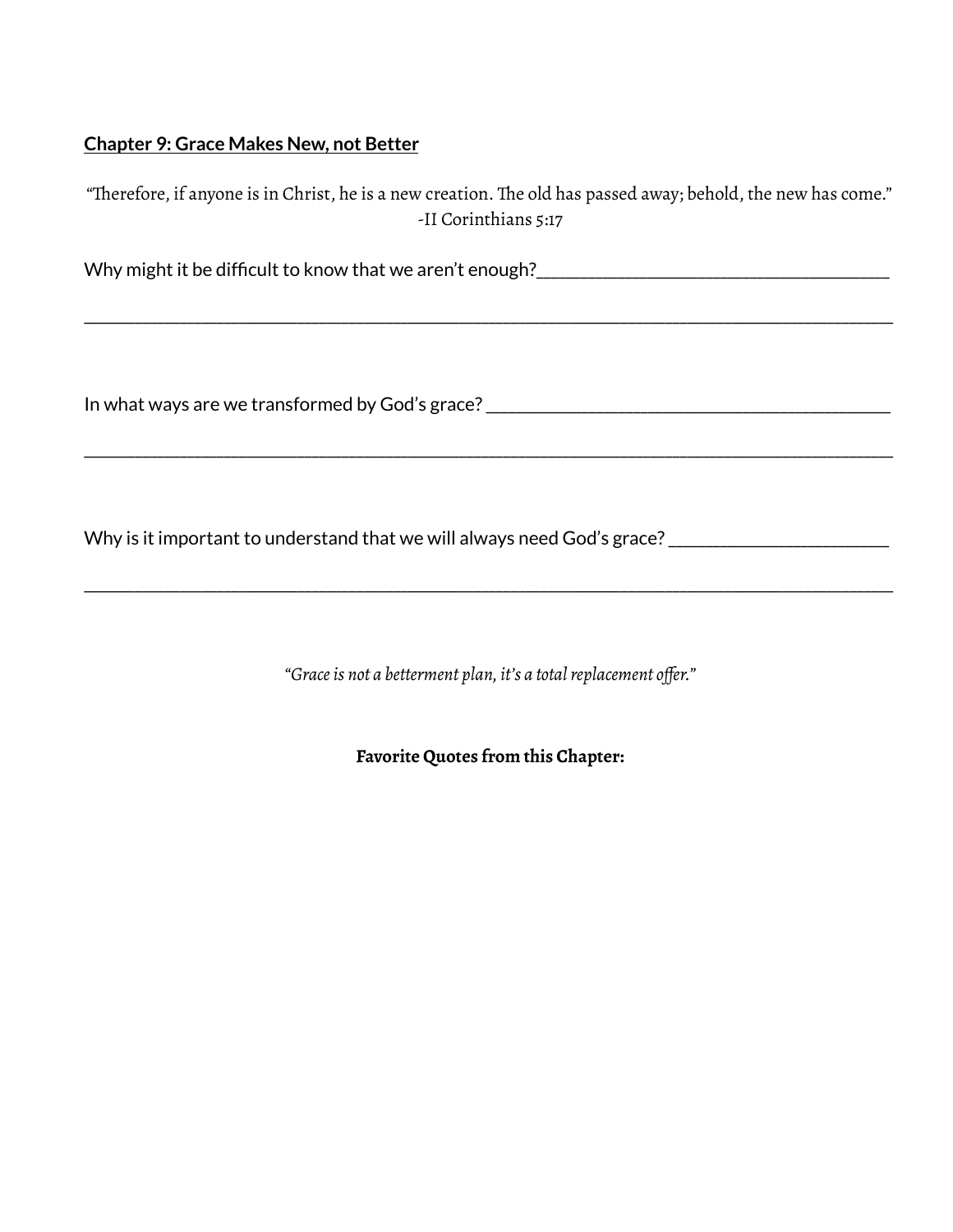## Chapter 9: Grace Makes New, not Better

"Therefore, if anyone is in Christ, he is a new creation. The old has passed away; behold, the new has come."
-II Corinthians 5:17

Why might it be difficult to know that we aren't enough?______________________________________

_____________________________________________________________________________________

In what ways are we transformed by God's grace? ______________________________________________

_____________________________________________________________________________________

Why is it important to understand that we will always need God's grace? ________________________

_____________________________________________________________________________________

*"Grace is not a betterment plan, it's a total replacement offer."*

**Favorite Quotes from this Chapter:**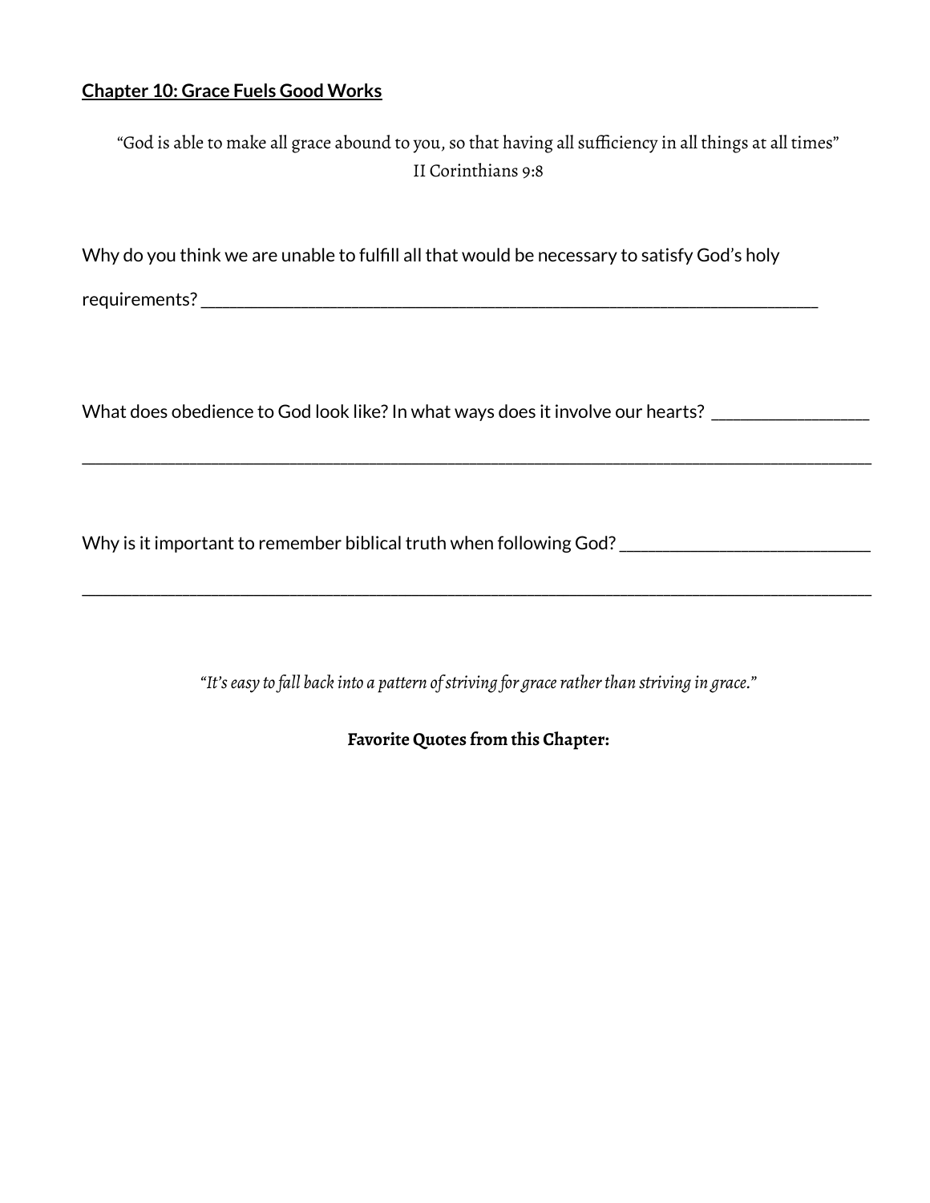**Chapter 10: Grace Fuels Good Works**

"God is able to make all grace abound to you, so that having all sufficiency in all things at all times"
II Corinthians 9:8

Why do you think we are unable to fulfill all that would be necessary to satisfy God's holy requirements? ____________________________________________________________________________

What does obedience to God look like? In what ways does it involve our hearts? _________________

______________________________________________________________________________________________

Why is it important to remember biblical truth when following God? ____________________________

______________________________________________________________________________________________

*"It's easy to fall back into a pattern of striving for grace rather than striving in grace."*

**Favorite Quotes from this Chapter:**